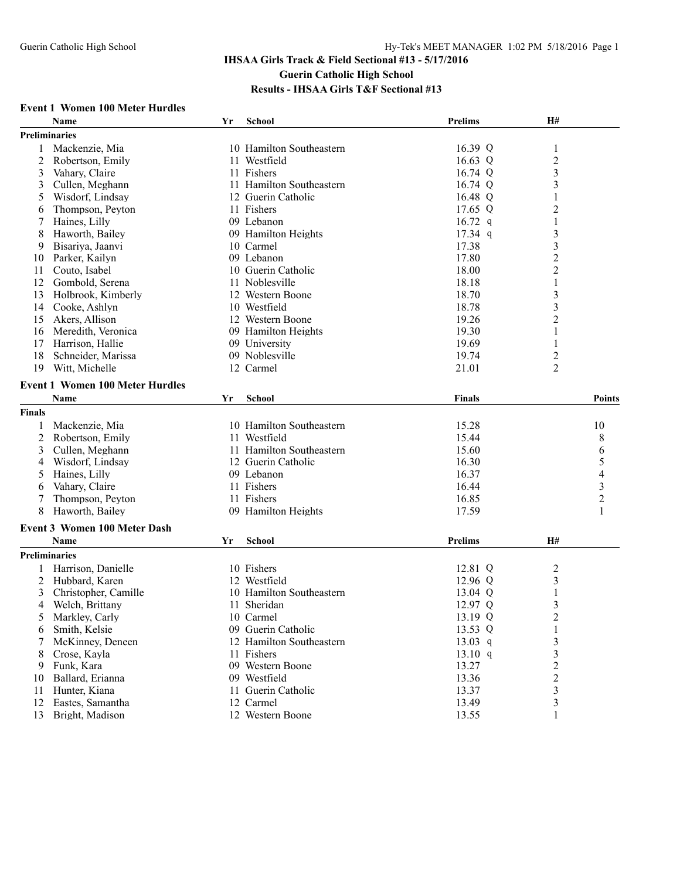# IHSAA Girls Track & Field Sectional #13 - 5/17/2016

## Guerin Catholic High School

## Results - IHSAA Girls T&F Sectional #13

### Event 1 Women 100 Meter Hurdles

| | Name | Yr | School | Prelims | | H# |
|---|---|---|---|---|---|---|
| **Preliminaries** | | | | | | |
| 1 | Mackenzie, Mia | 10 | Hamilton Southeastern | 16.39 | Q | 1 |
| 2 | Robertson, Emily | 11 | Westfield | 16.63 | Q | 2 |
| 3 | Vahary, Claire | 11 | Fishers | 16.74 | Q | 3 |
| 3 | Cullen, Meghann | 11 | Hamilton Southeastern | 16.74 | Q | 3 |
| 5 | Wisdorf, Lindsay | 12 | Guerin Catholic | 16.48 | Q | 1 |
| 6 | Thompson, Peyton | 11 | Fishers | 17.65 | Q | 2 |
| 7 | Haines, Lilly | 09 | Lebanon | 16.72 | q | 1 |
| 8 | Haworth, Bailey | 09 | Hamilton Heights | 17.34 | q | 3 |
| 9 | Bisariya, Jaanvi | 10 | Carmel | 17.38 | | 3 |
| 10 | Parker, Kailyn | 09 | Lebanon | 17.80 | | 2 |
| 11 | Couto, Isabel | 10 | Guerin Catholic | 18.00 | | 2 |
| 12 | Gombold, Serena | 11 | Noblesville | 18.18 | | 1 |
| 13 | Holbrook, Kimberly | 12 | Western Boone | 18.70 | | 3 |
| 14 | Cooke, Ashlyn | 10 | Westfield | 18.78 | | 3 |
| 15 | Akers, Allison | 12 | Western Boone | 19.26 | | 2 |
| 16 | Meredith, Veronica | 09 | Hamilton Heights | 19.30 | | 1 |
| 17 | Harrison, Hallie | 09 | University | 19.69 | | 1 |
| 18 | Schneider, Marissa | 09 | Noblesville | 19.74 | | 2 |
| 19 | Witt, Michelle | 12 | Carmel | 21.01 | | 2 |

### Event 1 Women 100 Meter Hurdles

| | Name | Yr | School | Finals | Points |
|---|---|---|---|---|---|
| **Finals** | | | | | |
| 1 | Mackenzie, Mia | 10 | Hamilton Southeastern | 15.28 | 10 |
| 2 | Robertson, Emily | 11 | Westfield | 15.44 | 8 |
| 3 | Cullen, Meghann | 11 | Hamilton Southeastern | 15.60 | 6 |
| 4 | Wisdorf, Lindsay | 12 | Guerin Catholic | 16.30 | 5 |
| 5 | Haines, Lilly | 09 | Lebanon | 16.37 | 4 |
| 6 | Vahary, Claire | 11 | Fishers | 16.44 | 3 |
| 7 | Thompson, Peyton | 11 | Fishers | 16.85 | 2 |
| 8 | Haworth, Bailey | 09 | Hamilton Heights | 17.59 | 1 |

### Event 3 Women 100 Meter Dash

| | Name | Yr | School | Prelims | | H# |
|---|---|---|---|---|---|---|
| **Preliminaries** | | | | | | |
| 1 | Harrison, Danielle | 10 | Fishers | 12.81 | Q | 2 |
| 2 | Hubbard, Karen | 12 | Westfield | 12.96 | Q | 3 |
| 3 | Christopher, Camille | 10 | Hamilton Southeastern | 13.04 | Q | 1 |
| 4 | Welch, Brittany | 11 | Sheridan | 12.97 | Q | 3 |
| 5 | Markley, Carly | 10 | Carmel | 13.19 | Q | 2 |
| 6 | Smith, Kelsie | 09 | Guerin Catholic | 13.53 | Q | 1 |
| 7 | McKinney, Deneen | 12 | Hamilton Southeastern | 13.03 | q | 3 |
| 8 | Crose, Kayla | 11 | Fishers | 13.10 | q | 3 |
| 9 | Funk, Kara | 09 | Western Boone | 13.27 | | 2 |
| 10 | Ballard, Erianna | 09 | Westfield | 13.36 | | 2 |
| 11 | Hunter, Kiana | 11 | Guerin Catholic | 13.37 | | 3 |
| 12 | Eastes, Samantha | 12 | Carmel | 13.49 | | 3 |
| 13 | Bright, Madison | 12 | Western Boone | 13.55 | | 1 |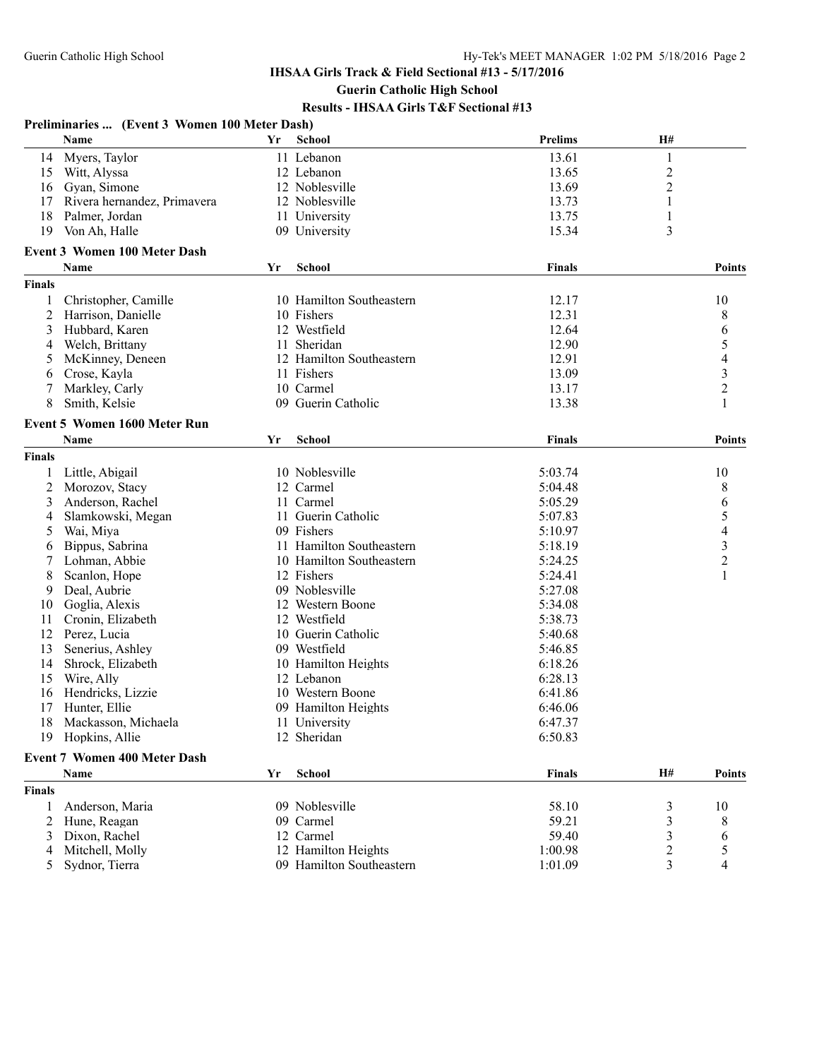# IHSAA Girls Track & Field Sectional #13 - 5/17/2016

## Guerin Catholic High School

### Results - IHSAA Girls T&F Sectional #13

**Preliminaries ... (Event 3 Women 100 Meter Dash)**

| | Name | Yr | School | Prelims | H# |
|---|---|---|---|---|---|
| 14 | Myers, Taylor | 11 | Lebanon | 13.61 | 1 |
| 15 | Witt, Alyssa | 12 | Lebanon | 13.65 | 2 |
| 16 | Gyan, Simone | 12 | Noblesville | 13.69 | 2 |
| 17 | Rivera hernandez, Primavera | 12 | Noblesville | 13.73 | 1 |
| 18 | Palmer, Jordan | 11 | University | 13.75 | 1 |
| 19 | Von Ah, Halle | 09 | University | 15.34 | 3 |

**Event 3 Women 100 Meter Dash**

| | Name | Yr | School | Finals | Points |
|---|---|---|---|---|---|
| **Finals** | | | | | |
| 1 | Christopher, Camille | 10 | Hamilton Southeastern | 12.17 | 10 |
| 2 | Harrison, Danielle | 10 | Fishers | 12.31 | 8 |
| 3 | Hubbard, Karen | 12 | Westfield | 12.64 | 6 |
| 4 | Welch, Brittany | 11 | Sheridan | 12.90 | 5 |
| 5 | McKinney, Deneen | 12 | Hamilton Southeastern | 12.91 | 4 |
| 6 | Crose, Kayla | 11 | Fishers | 13.09 | 3 |
| 7 | Markley, Carly | 10 | Carmel | 13.17 | 2 |
| 8 | Smith, Kelsie | 09 | Guerin Catholic | 13.38 | 1 |

**Event 5 Women 1600 Meter Run**

| | Name | Yr | School | Finals | Points |
|---|---|---|---|---|---|
| **Finals** | | | | | |
| 1 | Little, Abigail | 10 | Noblesville | 5:03.74 | 10 |
| 2 | Morozov, Stacy | 12 | Carmel | 5:04.48 | 8 |
| 3 | Anderson, Rachel | 11 | Carmel | 5:05.29 | 6 |
| 4 | Slamkowski, Megan | 11 | Guerin Catholic | 5:07.83 | 5 |
| 5 | Wai, Miya | 09 | Fishers | 5:10.97 | 4 |
| 6 | Bippus, Sabrina | 11 | Hamilton Southeastern | 5:18.19 | 3 |
| 7 | Lohman, Abbie | 10 | Hamilton Southeastern | 5:24.25 | 2 |
| 8 | Scanlon, Hope | 12 | Fishers | 5:24.41 | 1 |
| 9 | Deal, Aubrie | 09 | Noblesville | 5:27.08 | |
| 10 | Goglia, Alexis | 12 | Western Boone | 5:34.08 | |
| 11 | Cronin, Elizabeth | 12 | Westfield | 5:38.73 | |
| 12 | Perez, Lucia | 10 | Guerin Catholic | 5:40.68 | |
| 13 | Senerius, Ashley | 09 | Westfield | 5:46.85 | |
| 14 | Shrock, Elizabeth | 10 | Hamilton Heights | 6:18.26 | |
| 15 | Wire, Ally | 12 | Lebanon | 6:28.13 | |
| 16 | Hendricks, Lizzie | 10 | Western Boone | 6:41.86 | |
| 17 | Hunter, Ellie | 09 | Hamilton Heights | 6:46.06 | |
| 18 | Mackasson, Michaela | 11 | University | 6:47.37 | |
| 19 | Hopkins, Allie | 12 | Sheridan | 6:50.83 | |

**Event 7 Women 400 Meter Dash**

| | Name | Yr | School | Finals | H# | Points |
|---|---|---|---|---|---|---|
| **Finals** | | | | | | |
| 1 | Anderson, Maria | 09 | Noblesville | 58.10 | 3 | 10 |
| 2 | Hune, Reagan | 09 | Carmel | 59.21 | 3 | 8 |
| 3 | Dixon, Rachel | 12 | Carmel | 59.40 | 3 | 6 |
| 4 | Mitchell, Molly | 12 | Hamilton Heights | 1:00.98 | 2 | 5 |
| 5 | Sydnor, Tierra | 09 | Hamilton Southeastern | 1:01.09 | 3 | 4 |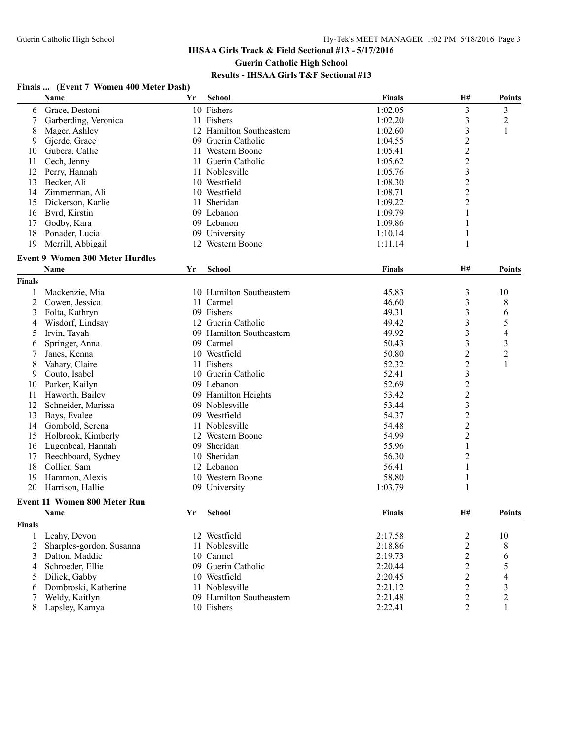**IHSAA Girls Track & Field Sectional #13 - 5/17/2016**

**Guerin Catholic High School**

**Results - IHSAA Girls T&F Sectional #13**

### Finals ... (Event 7 Women 400 Meter Dash)

| | Name | Yr | School | Finals | H# | Points |
|---|---|---|---|---|---|---|
| 6 | Grace, Destoni | 10 | Fishers | 1:02.05 | 3 | 3 |
| 7 | Garberding, Veronica | 11 | Fishers | 1:02.20 | 3 | 2 |
| 8 | Mager, Ashley | 12 | Hamilton Southeastern | 1:02.60 | 3 | 1 |
| 9 | Gjerde, Grace | 09 | Guerin Catholic | 1:04.55 | 2 | |
| 10 | Gubera, Callie | 11 | Western Boone | 1:05.41 | 2 | |
| 11 | Cech, Jenny | 11 | Guerin Catholic | 1:05.62 | 2 | |
| 12 | Perry, Hannah | 11 | Noblesville | 1:05.76 | 3 | |
| 13 | Becker, Ali | 10 | Westfield | 1:08.30 | 2 | |
| 14 | Zimmerman, Ali | 10 | Westfield | 1:08.71 | 2 | |
| 15 | Dickerson, Karlie | 11 | Sheridan | 1:09.22 | 2 | |
| 16 | Byrd, Kirstin | 09 | Lebanon | 1:09.79 | 1 | |
| 17 | Godby, Kara | 09 | Lebanon | 1:09.86 | 1 | |
| 18 | Ponader, Lucia | 09 | University | 1:10.14 | 1 | |
| 19 | Merrill, Abbigail | 12 | Western Boone | 1:11.14 | 1 | |

### Event 9 Women 300 Meter Hurdles

| | Name | Yr | School | Finals | H# | Points |
|---|---|---|---|---|---|---|
| **Finals** | | | | | | |
| 1 | Mackenzie, Mia | 10 | Hamilton Southeastern | 45.83 | 3 | 10 |
| 2 | Cowen, Jessica | 11 | Carmel | 46.60 | 3 | 8 |
| 3 | Folta, Kathryn | 09 | Fishers | 49.31 | 3 | 6 |
| 4 | Wisdorf, Lindsay | 12 | Guerin Catholic | 49.42 | 3 | 5 |
| 5 | Irvin, Tayah | 09 | Hamilton Southeastern | 49.92 | 3 | 4 |
| 6 | Springer, Anna | 09 | Carmel | 50.43 | 3 | 3 |
| 7 | Janes, Kenna | 10 | Westfield | 50.80 | 2 | 2 |
| 8 | Vahary, Claire | 11 | Fishers | 52.32 | 2 | 1 |
| 9 | Couto, Isabel | 10 | Guerin Catholic | 52.41 | 3 | |
| 10 | Parker, Kailyn | 09 | Lebanon | 52.69 | 2 | |
| 11 | Haworth, Bailey | 09 | Hamilton Heights | 53.42 | 2 | |
| 12 | Schneider, Marissa | 09 | Noblesville | 53.44 | 3 | |
| 13 | Bays, Evalee | 09 | Westfield | 54.37 | 2 | |
| 14 | Gombold, Serena | 11 | Noblesville | 54.48 | 2 | |
| 15 | Holbrook, Kimberly | 12 | Western Boone | 54.99 | 2 | |
| 16 | Lugenbeal, Hannah | 09 | Sheridan | 55.96 | 1 | |
| 17 | Beechboard, Sydney | 10 | Sheridan | 56.30 | 2 | |
| 18 | Collier, Sam | 12 | Lebanon | 56.41 | 1 | |
| 19 | Hammon, Alexis | 10 | Western Boone | 58.80 | 1 | |
| 20 | Harrison, Hallie | 09 | University | 1:03.79 | 1 | |

### Event 11 Women 800 Meter Run

| | Name | Yr | School | Finals | H# | Points |
|---|---|---|---|---|---|---|
| **Finals** | | | | | | |
| 1 | Leahy, Devon | 12 | Westfield | 2:17.58 | 2 | 10 |
| 2 | Sharples-gordon, Susanna | 11 | Noblesville | 2:18.86 | 2 | 8 |
| 3 | Dalton, Maddie | 10 | Carmel | 2:19.73 | 2 | 6 |
| 4 | Schroeder, Ellie | 09 | Guerin Catholic | 2:20.44 | 2 | 5 |
| 5 | Dilick, Gabby | 10 | Westfield | 2:20.45 | 2 | 4 |
| 6 | Dombroski, Katherine | 11 | Noblesville | 2:21.12 | 2 | 3 |
| 7 | Weldy, Kaitlyn | 09 | Hamilton Southeastern | 2:21.48 | 2 | 2 |
| 8 | Lapsley, Kamya | 10 | Fishers | 2:22.41 | 2 | 1 |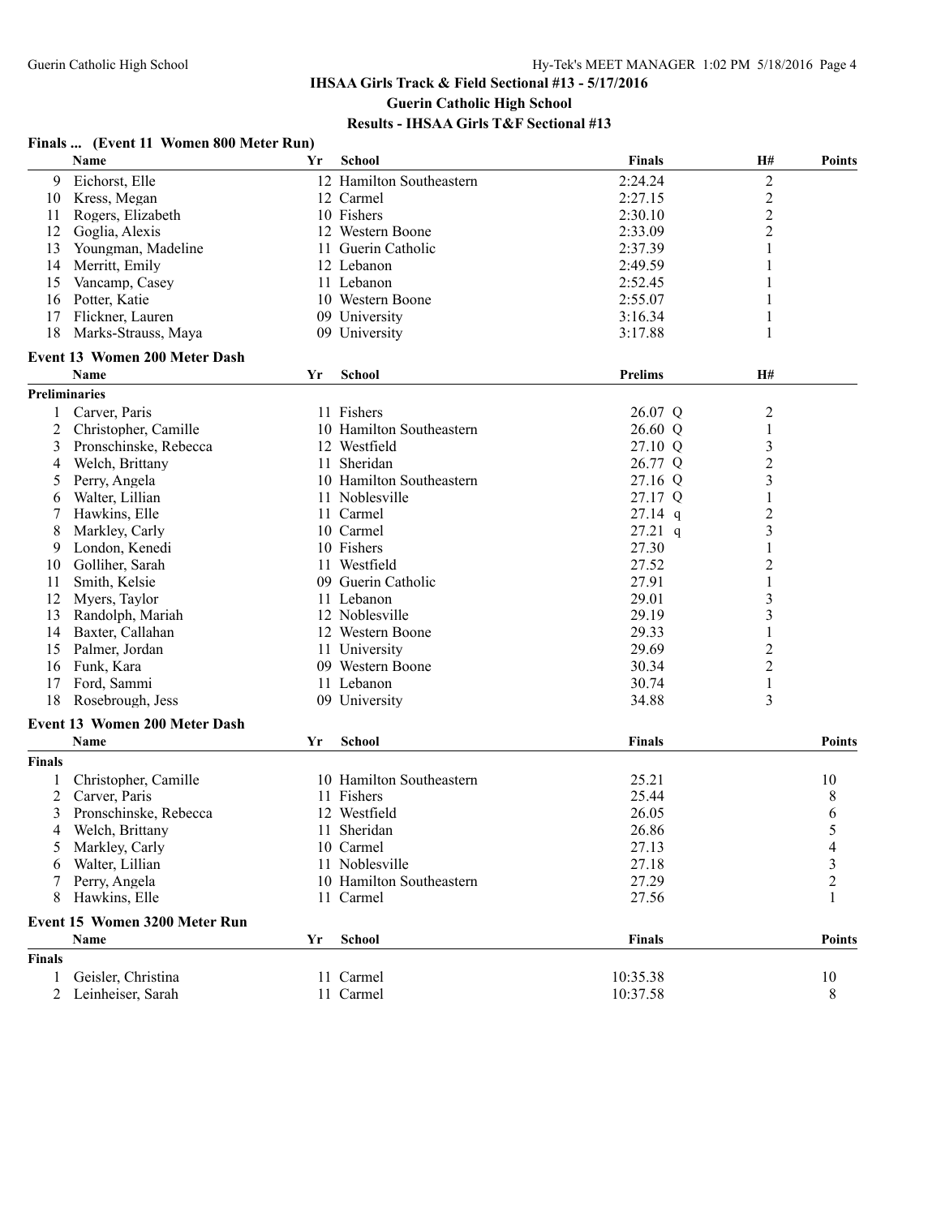## IHSAA Girls Track & Field Sectional #13 - 5/17/2016

### Guerin Catholic High School

### Results - IHSAA Girls T&F Sectional #13

#### Finals ... (Event 11 Women 800 Meter Run)

| | Name | Yr | School | Finals | H# | Points |
|---|---|---|---|---|---|---|
| 9 | Eichorst, Elle | 12 | Hamilton Southeastern | 2:24.24 | 2 | |
| 10 | Kress, Megan | 12 | Carmel | 2:27.15 | 2 | |
| 11 | Rogers, Elizabeth | 10 | Fishers | 2:30.10 | 2 | |
| 12 | Goglia, Alexis | 12 | Western Boone | 2:33.09 | 2 | |
| 13 | Youngman, Madeline | 11 | Guerin Catholic | 2:37.39 | 1 | |
| 14 | Merritt, Emily | 12 | Lebanon | 2:49.59 | 1 | |
| 15 | Vancamp, Casey | 11 | Lebanon | 2:52.45 | 1 | |
| 16 | Potter, Katie | 10 | Western Boone | 2:55.07 | 1 | |
| 17 | Flickner, Lauren | 09 | University | 3:16.34 | 1 | |
| 18 | Marks-Strauss, Maya | 09 | University | 3:17.88 | 1 | |

#### Event 13 Women 200 Meter Dash

**Preliminaries**

| | Name | Yr | School | Prelims | H# |
|---|---|---|---|---|---|
| 1 | Carver, Paris | 11 | Fishers | 26.07 Q | 2 |
| 2 | Christopher, Camille | 10 | Hamilton Southeastern | 26.60 Q | 1 |
| 3 | Pronschinske, Rebecca | 12 | Westfield | 27.10 Q | 3 |
| 4 | Welch, Brittany | 11 | Sheridan | 26.77 Q | 2 |
| 5 | Perry, Angela | 10 | Hamilton Southeastern | 27.16 Q | 3 |
| 6 | Walter, Lillian | 11 | Noblesville | 27.17 Q | 1 |
| 7 | Hawkins, Elle | 11 | Carmel | 27.14 q | 2 |
| 8 | Markley, Carly | 10 | Carmel | 27.21 q | 3 |
| 9 | London, Kenedi | 10 | Fishers | 27.30 | 1 |
| 10 | Golliher, Sarah | 11 | Westfield | 27.52 | 2 |
| 11 | Smith, Kelsie | 09 | Guerin Catholic | 27.91 | 1 |
| 12 | Myers, Taylor | 11 | Lebanon | 29.01 | 3 |
| 13 | Randolph, Mariah | 12 | Noblesville | 29.19 | 3 |
| 14 | Baxter, Callahan | 12 | Western Boone | 29.33 | 1 |
| 15 | Palmer, Jordan | 11 | University | 29.69 | 2 |
| 16 | Funk, Kara | 09 | Western Boone | 30.34 | 2 |
| 17 | Ford, Sammi | 11 | Lebanon | 30.74 | 1 |
| 18 | Rosebrough, Jess | 09 | University | 34.88 | 3 |

#### Event 13 Women 200 Meter Dash

**Finals**

| | Name | Yr | School | Finals | Points |
|---|---|---|---|---|---|
| 1 | Christopher, Camille | 10 | Hamilton Southeastern | 25.21 | 10 |
| 2 | Carver, Paris | 11 | Fishers | 25.44 | 8 |
| 3 | Pronschinske, Rebecca | 12 | Westfield | 26.05 | 6 |
| 4 | Welch, Brittany | 11 | Sheridan | 26.86 | 5 |
| 5 | Markley, Carly | 10 | Carmel | 27.13 | 4 |
| 6 | Walter, Lillian | 11 | Noblesville | 27.18 | 3 |
| 7 | Perry, Angela | 10 | Hamilton Southeastern | 27.29 | 2 |
| 8 | Hawkins, Elle | 11 | Carmel | 27.56 | 1 |

#### Event 15 Women 3200 Meter Run

**Finals**

| | Name | Yr | School | Finals | Points |
|---|---|---|---|---|---|
| 1 | Geisler, Christina | 11 | Carmel | 10:35.38 | 10 |
| 2 | Leinheiser, Sarah | 11 | Carmel | 10:37.58 | 8 |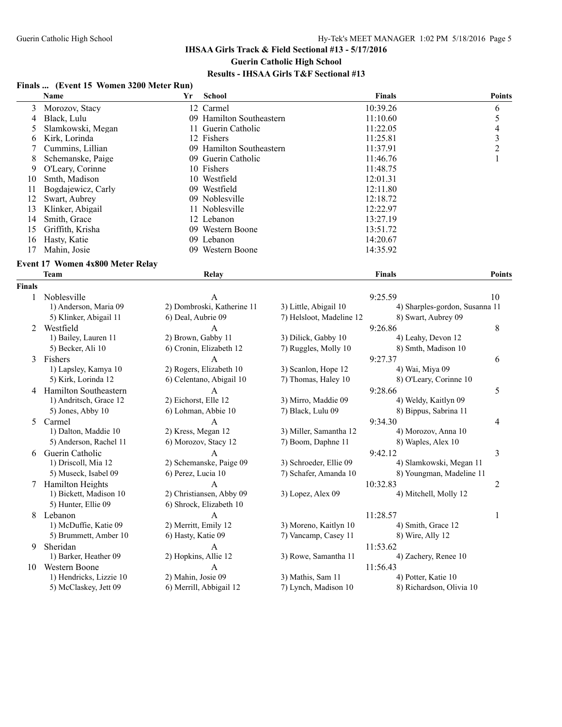## IHSAA Girls Track & Field Sectional #13 - 5/17/2016

### Guerin Catholic High School

### Results - IHSAA Girls T&F Sectional #13

#### Finals ... (Event 15 Women 3200 Meter Run)

| | Name | Yr | School | Finals | Points |
|---|---|---|---|---|---|
| 3 | Morozov, Stacy | 12 | Carmel | 10:39.26 | 6 |
| 4 | Black, Lulu | 09 | Hamilton Southeastern | 11:10.60 | 5 |
| 5 | Slamkowski, Megan | 11 | Guerin Catholic | 11:22.05 | 4 |
| 6 | Kirk, Lorinda | 12 | Fishers | 11:25.81 | 3 |
| 7 | Cummins, Lillian | 09 | Hamilton Southeastern | 11:37.91 | 2 |
| 8 | Schemanske, Paige | 09 | Guerin Catholic | 11:46.76 | 1 |
| 9 | O'Leary, Corinne | 10 | Fishers | 11:48.75 | |
| 10 | Smth, Madison | 10 | Westfield | 12:01.31 | |
| 11 | Bogdajewicz, Carly | 09 | Westfield | 12:11.80 | |
| 12 | Swart, Aubrey | 09 | Noblesville | 12:18.72 | |
| 13 | Klinker, Abigail | 11 | Noblesville | 12:22.97 | |
| 14 | Smith, Grace | 12 | Lebanon | 13:27.19 | |
| 15 | Griffith, Krisha | 09 | Western Boone | 13:51.72 | |
| 16 | Hasty, Katie | 09 | Lebanon | 14:20.67 | |
| 17 | Mahin, Josie | 09 | Western Boone | 14:35.92 | |

#### Event 17 Women 4x800 Meter Relay

| | Team | Relay | | Finals | Points |
|---|---|---|---|---|---|
| **Finals** | | | | | |
| 1 | Noblesville | A | | 9:25.59 | 10 |
| | 1) Anderson, Maria 09 | 2) Dombroski, Katherine 11 | 3) Little, Abigail 10 | 4) Sharples-gordon, Susanna 11 | |
| | 5) Klinker, Abigail 11 | 6) Deal, Aubrie 09 | 7) Helsloot, Madeline 12 | 8) Swart, Aubrey 09 | |
| 2 | Westfield | A | | 9:26.86 | 8 |
| | 1) Bailey, Lauren 11 | 2) Brown, Gabby 11 | 3) Dilick, Gabby 10 | 4) Leahy, Devon 12 | |
| | 5) Becker, Ali 10 | 6) Cronin, Elizabeth 12 | 7) Ruggles, Molly 10 | 8) Smth, Madison 10 | |
| 3 | Fishers | A | | 9:27.37 | 6 |
| | 1) Lapsley, Kamya 10 | 2) Rogers, Elizabeth 10 | 3) Scanlon, Hope 12 | 4) Wai, Miya 09 | |
| | 5) Kirk, Lorinda 12 | 6) Celentano, Abigail 10 | 7) Thomas, Haley 10 | 8) O'Leary, Corinne 10 | |
| 4 | Hamilton Southeastern | A | | 9:28.66 | 5 |
| | 1) Andritsch, Grace 12 | 2) Eichorst, Elle 12 | 3) Mirro, Maddie 09 | 4) Weldy, Kaitlyn 09 | |
| | 5) Jones, Abby 10 | 6) Lohman, Abbie 10 | 7) Black, Lulu 09 | 8) Bippus, Sabrina 11 | |
| 5 | Carmel | A | | 9:34.30 | 4 |
| | 1) Dalton, Maddie 10 | 2) Kress, Megan 12 | 3) Miller, Samantha 12 | 4) Morozov, Anna 10 | |
| | 5) Anderson, Rachel 11 | 6) Morozov, Stacy 12 | 7) Boom, Daphne 11 | 8) Waples, Alex 10 | |
| 6 | Guerin Catholic | A | | 9:42.12 | 3 |
| | 1) Driscoll, Mia 12 | 2) Schemanske, Paige 09 | 3) Schroeder, Ellie 09 | 4) Slamkowski, Megan 11 | |
| | 5) Museck, Isabel 09 | 6) Perez, Lucia 10 | 7) Schafer, Amanda 10 | 8) Youngman, Madeline 11 | |
| 7 | Hamilton Heights | A | | 10:32.83 | 2 |
| | 1) Bickett, Madison 10 | 2) Christiansen, Abby 09 | 3) Lopez, Alex 09 | 4) Mitchell, Molly 12 | |
| | 5) Hunter, Ellie 09 | 6) Shrock, Elizabeth 10 | | | |
| 8 | Lebanon | A | | 11:28.57 | 1 |
| | 1) McDuffie, Katie 09 | 2) Merritt, Emily 12 | 3) Moreno, Kaitlyn 10 | 4) Smith, Grace 12 | |
| | 5) Brummett, Amber 10 | 6) Hasty, Katie 09 | 7) Vancamp, Casey 11 | 8) Wire, Ally 12 | |
| 9 | Sheridan | A | | 11:53.62 | |
| | 1) Barker, Heather 09 | 2) Hopkins, Allie 12 | 3) Rowe, Samantha 11 | 4) Zachery, Renee 10 | |
| 10 | Western Boone | A | | 11:56.43 | |
| | 1) Hendricks, Lizzie 10 | 2) Mahin, Josie 09 | 3) Mathis, Sam 11 | 4) Potter, Katie 10 | |
| | 5) McClaskey, Jett 09 | 6) Merrill, Abbigail 12 | 7) Lynch, Madison 10 | 8) Richardson, Olivia 10 | |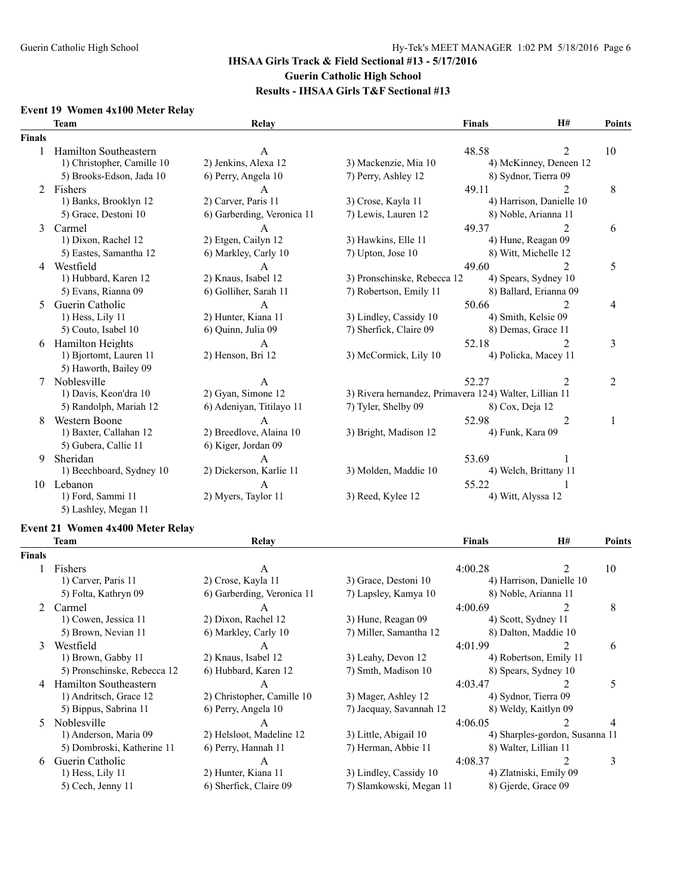# IHSAA Girls Track & Field Sectional #13 - 5/17/2016

## Guerin Catholic High School

## Results - IHSAA Girls T&F Sectional #13

### Event 19 Women 4x100 Meter Relay

| | Team | Relay | | Finals | H# | Points |
|---|---|---|---|---|---|---|
| **Finals** | | | | | | |
| 1 | Hamilton Southeastern | A | | 48.58 | 2 | 10 |
| | 1) Christopher, Camille 10 | 2) Jenkins, Alexa 12 | 3) Mackenzie, Mia 10 | 4) McKinney, Deneen 12 | | |
| | 5) Brooks-Edson, Jada 10 | 6) Perry, Angela 10 | 7) Perry, Ashley 12 | 8) Sydnor, Tierra 09 | | |
| 2 | Fishers | A | | 49.11 | 2 | 8 |
| | 1) Banks, Brooklyn 12 | 2) Carver, Paris 11 | 3) Crose, Kayla 11 | 4) Harrison, Danielle 10 | | |
| | 5) Grace, Destoni 10 | 6) Garberding, Veronica 11 | 7) Lewis, Lauren 12 | 8) Noble, Arianna 11 | | |
| 3 | Carmel | A | | 49.37 | 2 | 6 |
| | 1) Dixon, Rachel 12 | 2) Etgen, Cailyn 12 | 3) Hawkins, Elle 11 | 4) Hune, Reagan 09 | | |
| | 5) Eastes, Samantha 12 | 6) Markley, Carly 10 | 7) Upton, Jose 10 | 8) Witt, Michelle 12 | | |
| 4 | Westfield | A | | 49.60 | 2 | 5 |
| | 1) Hubbard, Karen 12 | 2) Knaus, Isabel 12 | 3) Pronschinske, Rebecca 12 | 4) Spears, Sydney 10 | | |
| | 5) Evans, Rianna 09 | 6) Golliher, Sarah 11 | 7) Robertson, Emily 11 | 8) Ballard, Erianna 09 | | |
| 5 | Guerin Catholic | A | | 50.66 | 2 | 4 |
| | 1) Hess, Lily 11 | 2) Hunter, Kiana 11 | 3) Lindley, Cassidy 10 | 4) Smith, Kelsie 09 | | |
| | 5) Couto, Isabel 10 | 6) Quinn, Julia 09 | 7) Sherfick, Claire 09 | 8) Demas, Grace 11 | | |
| 6 | Hamilton Heights | A | | 52.18 | 2 | 3 |
| | 1) Bjortomt, Lauren 11 | 2) Henson, Bri 12 | 3) McCormick, Lily 10 | 4) Policka, Macey 11 | | |
| | 5) Haworth, Bailey 09 | | | | | |
| 7 | Noblesville | A | | 52.27 | 2 | 2 |
| | 1) Davis, Keon'dra 10 | 2) Gyan, Simone 12 | 3) Rivera hernandez, Primavera 12 | 4) Walter, Lillian 11 | | |
| | 5) Randolph, Mariah 12 | 6) Adeniyan, Titilayo 11 | 7) Tyler, Shelby 09 | 8) Cox, Deja 12 | | |
| 8 | Western Boone | A | | 52.98 | 2 | 1 |
| | 1) Baxter, Callahan 12 | 2) Breedlove, Alaina 10 | 3) Bright, Madison 12 | 4) Funk, Kara 09 | | |
| | 5) Gubera, Callie 11 | 6) Kiger, Jordan 09 | | | | |
| 9 | Sheridan | A | | 53.69 | 1 | |
| | 1) Beechboard, Sydney 10 | 2) Dickerson, Karlie 11 | 3) Molden, Maddie 10 | 4) Welch, Brittany 11 | | |
| 10 | Lebanon | A | | 55.22 | 1 | |
| | 1) Ford, Sammi 11 | 2) Myers, Taylor 11 | 3) Reed, Kylee 12 | 4) Witt, Alyssa 12 | | |
| | 5) Lashley, Megan 11 | | | | | |

### Event 21 Women 4x400 Meter Relay

| | Team | Relay | | Finals | H# | Points |
|---|---|---|---|---|---|---|
| **Finals** | | | | | | |
| 1 | Fishers | A | | 4:00.28 | 2 | 10 |
| | 1) Carver, Paris 11 | 2) Crose, Kayla 11 | 3) Grace, Destoni 10 | 4) Harrison, Danielle 10 | | |
| | 5) Folta, Kathryn 09 | 6) Garberding, Veronica 11 | 7) Lapsley, Kamya 10 | 8) Noble, Arianna 11 | | |
| 2 | Carmel | A | | 4:00.69 | 2 | 8 |
| | 1) Cowen, Jessica 11 | 2) Dixon, Rachel 12 | 3) Hune, Reagan 09 | 4) Scott, Sydney 11 | | |
| | 5) Brown, Nevian 11 | 6) Markley, Carly 10 | 7) Miller, Samantha 12 | 8) Dalton, Maddie 10 | | |
| 3 | Westfield | A | | 4:01.99 | 2 | 6 |
| | 1) Brown, Gabby 11 | 2) Knaus, Isabel 12 | 3) Leahy, Devon 12 | 4) Robertson, Emily 11 | | |
| | 5) Pronschinske, Rebecca 12 | 6) Hubbard, Karen 12 | 7) Smth, Madison 10 | 8) Spears, Sydney 10 | | |
| 4 | Hamilton Southeastern | A | | 4:03.47 | 2 | 5 |
| | 1) Andritsch, Grace 12 | 2) Christopher, Camille 10 | 3) Mager, Ashley 12 | 4) Sydnor, Tierra 09 | | |
| | 5) Bippus, Sabrina 11 | 6) Perry, Angela 10 | 7) Jacquay, Savannah 12 | 8) Weldy, Kaitlyn 09 | | |
| 5 | Noblesville | A | | 4:06.05 | 2 | 4 |
| | 1) Anderson, Maria 09 | 2) Helsloot, Madeline 12 | 3) Little, Abigail 10 | 4) Sharples-gordon, Susanna 11 | | |
| | 5) Dombroski, Katherine 11 | 6) Perry, Hannah 11 | 7) Herman, Abbie 11 | 8) Walter, Lillian 11 | | |
| 6 | Guerin Catholic | A | | 4:08.37 | 2 | 3 |
| | 1) Hess, Lily 11 | 2) Hunter, Kiana 11 | 3) Lindley, Cassidy 10 | 4) Zlatniski, Emily 09 | | |
| | 5) Cech, Jenny 11 | 6) Sherfick, Claire 09 | 7) Slamkowski, Megan 11 | 8) Gjerde, Grace 09 | | |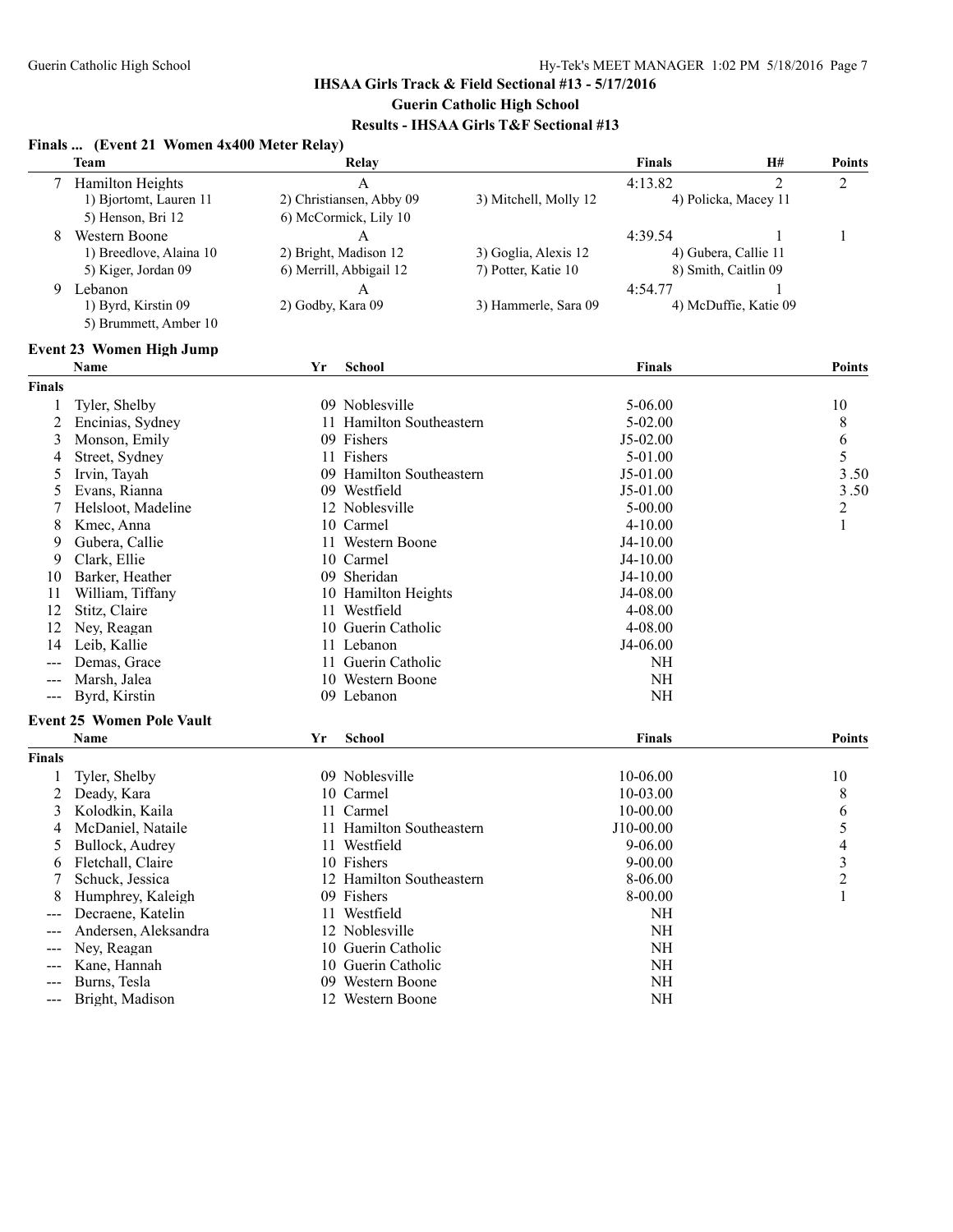# IHSAA Girls Track & Field Sectional #13 - 5/17/2016

## Guerin Catholic High School

### Results - IHSAA Girls T&F Sectional #13

**Finals ... (Event 21 Women 4x400 Meter Relay)**

| | Team | Relay | | Finals | H# | Points |
|---|---|---|---|---|---|---|
| 7 | Hamilton Heights | A | | 4:13.82 | 2 | 2 |
| | 1) Bjortomt, Lauren 11 | 2) Christiansen, Abby 09 | 3) Mitchell, Molly 12 | 4) Policka, Macey 11 | | |
| | 5) Henson, Bri 12 | 6) McCormick, Lily 10 | | | | |
| 8 | Western Boone | A | | 4:39.54 | 1 | 1 |
| | 1) Breedlove, Alaina 10 | 2) Bright, Madison 12 | 3) Goglia, Alexis 12 | 4) Gubera, Callie 11 | | |
| | 5) Kiger, Jordan 09 | 6) Merrill, Abbigail 12 | 7) Potter, Katie 10 | 8) Smith, Caitlin 09 | | |
| 9 | Lebanon | A | | 4:54.77 | 1 | |
| | 1) Byrd, Kirstin 09 | 2) Godby, Kara 09 | 3) Hammerle, Sara 09 | 4) McDuffie, Katie 09 | | |
| | 5) Brummett, Amber 10 | | | | | |

**Event 23 Women High Jump**

| | Name | Yr | School | Finals | Points |
|---|---|---|---|---|---|
| **Finals** | | | | | |
| 1 | Tyler, Shelby | 09 | Noblesville | 5-06.00 | 10 |
| 2 | Encinias, Sydney | 11 | Hamilton Southeastern | 5-02.00 | 8 |
| 3 | Monson, Emily | 09 | Fishers | J5-02.00 | 6 |
| 4 | Street, Sydney | 11 | Fishers | 5-01.00 | 5 |
| 5 | Irvin, Tayah | 09 | Hamilton Southeastern | J5-01.00 | 3.50 |
| 5 | Evans, Rianna | 09 | Westfield | J5-01.00 | 3.50 |
| 7 | Helsloot, Madeline | 12 | Noblesville | 5-00.00 | 2 |
| 8 | Kmec, Anna | 10 | Carmel | 4-10.00 | 1 |
| 9 | Gubera, Callie | 11 | Western Boone | J4-10.00 | |
| 9 | Clark, Ellie | 10 | Carmel | J4-10.00 | |
| 10 | Barker, Heather | 09 | Sheridan | J4-10.00 | |
| 11 | William, Tiffany | 10 | Hamilton Heights | J4-08.00 | |
| 12 | Stitz, Claire | 11 | Westfield | 4-08.00 | |
| 12 | Ney, Reagan | 10 | Guerin Catholic | 4-08.00 | |
| 14 | Leib, Kallie | 11 | Lebanon | J4-06.00 | |
| --- | Demas, Grace | 11 | Guerin Catholic | NH | |
| --- | Marsh, Jalea | 10 | Western Boone | NH | |
| --- | Byrd, Kirstin | 09 | Lebanon | NH | |

**Event 25 Women Pole Vault**

| | Name | Yr | School | Finals | Points |
|---|---|---|---|---|---|
| **Finals** | | | | | |
| 1 | Tyler, Shelby | 09 | Noblesville | 10-06.00 | 10 |
| 2 | Deady, Kara | 10 | Carmel | 10-03.00 | 8 |
| 3 | Kolodkin, Kaila | 11 | Carmel | 10-00.00 | 6 |
| 4 | McDaniel, Nataile | 11 | Hamilton Southeastern | J10-00.00 | 5 |
| 5 | Bullock, Audrey | 11 | Westfield | 9-06.00 | 4 |
| 6 | Fletchall, Claire | 10 | Fishers | 9-00.00 | 3 |
| 7 | Schuck, Jessica | 12 | Hamilton Southeastern | 8-06.00 | 2 |
| 8 | Humphrey, Kaleigh | 09 | Fishers | 8-00.00 | 1 |
| --- | Decraene, Katelin | 11 | Westfield | NH | |
| --- | Andersen, Aleksandra | 12 | Noblesville | NH | |
| --- | Ney, Reagan | 10 | Guerin Catholic | NH | |
| --- | Kane, Hannah | 10 | Guerin Catholic | NH | |
| --- | Burns, Tesla | 09 | Western Boone | NH | |
| --- | Bright, Madison | 12 | Western Boone | NH | |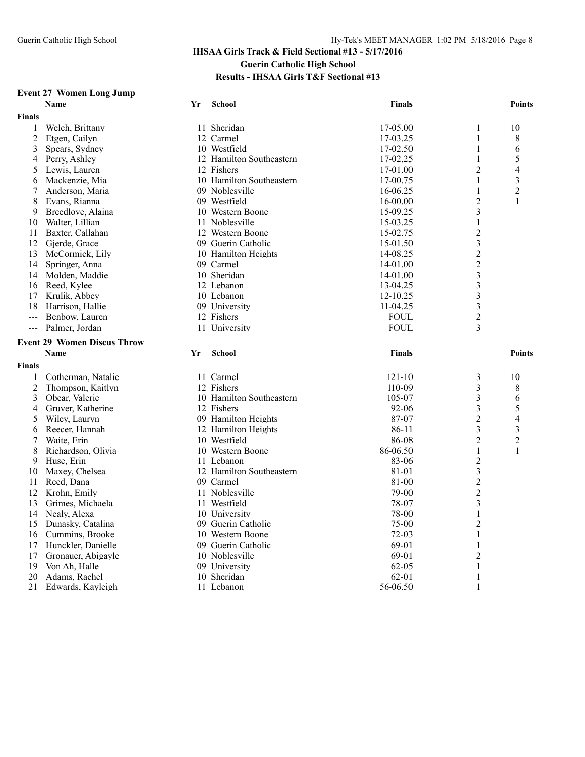## IHSAA Girls Track & Field Sectional #13 - 5/17/2016
## Guerin Catholic High School
## Results - IHSAA Girls T&F Sectional #13

### Event 27 Women Long Jump

| | Name | Yr | School | Finals | | Points |
|---|---|---|---|---|---|---|
| **Finals** | | | | | | |
| 1 | Welch, Brittany | 11 | Sheridan | 17-05.00 | 1 | 10 |
| 2 | Etgen, Cailyn | 12 | Carmel | 17-03.25 | 1 | 8 |
| 3 | Spears, Sydney | 10 | Westfield | 17-02.50 | 1 | 6 |
| 4 | Perry, Ashley | 12 | Hamilton Southeastern | 17-02.25 | 1 | 5 |
| 5 | Lewis, Lauren | 12 | Fishers | 17-01.00 | 2 | 4 |
| 6 | Mackenzie, Mia | 10 | Hamilton Southeastern | 17-00.75 | 1 | 3 |
| 7 | Anderson, Maria | 09 | Noblesville | 16-06.25 | 1 | 2 |
| 8 | Evans, Rianna | 09 | Westfield | 16-00.00 | 2 | 1 |
| 9 | Breedlove, Alaina | 10 | Western Boone | 15-09.25 | 3 | |
| 10 | Walter, Lillian | 11 | Noblesville | 15-03.25 | 1 | |
| 11 | Baxter, Callahan | 12 | Western Boone | 15-02.75 | 2 | |
| 12 | Gjerde, Grace | 09 | Guerin Catholic | 15-01.50 | 3 | |
| 13 | McCormick, Lily | 10 | Hamilton Heights | 14-08.25 | 2 | |
| 14 | Springer, Anna | 09 | Carmel | 14-01.00 | 2 | |
| 14 | Molden, Maddie | 10 | Sheridan | 14-01.00 | 3 | |
| 16 | Reed, Kylee | 12 | Lebanon | 13-04.25 | 3 | |
| 17 | Krulik, Abbey | 10 | Lebanon | 12-10.25 | 3 | |
| 18 | Harrison, Hallie | 09 | University | 11-04.25 | 3 | |
| --- | Benbow, Lauren | 12 | Fishers | FOUL | 2 | |
| --- | Palmer, Jordan | 11 | University | FOUL | 3 | |

### Event 29 Women Discus Throw

| | Name | Yr | School | Finals | | Points |
|---|---|---|---|---|---|---|
| **Finals** | | | | | | |
| 1 | Cotherman, Natalie | 11 | Carmel | 121-10 | 3 | 10 |
| 2 | Thompson, Kaitlyn | 12 | Fishers | 110-09 | 3 | 8 |
| 3 | Obear, Valerie | 10 | Hamilton Southeastern | 105-07 | 3 | 6 |
| 4 | Gruver, Katherine | 12 | Fishers | 92-06 | 3 | 5 |
| 5 | Wiley, Lauryn | 09 | Hamilton Heights | 87-07 | 2 | 4 |
| 6 | Reecer, Hannah | 12 | Hamilton Heights | 86-11 | 3 | 3 |
| 7 | Waite, Erin | 10 | Westfield | 86-08 | 2 | 2 |
| 8 | Richardson, Olivia | 10 | Western Boone | 86-06.50 | 1 | 1 |
| 9 | Huse, Erin | 11 | Lebanon | 83-06 | 2 | |
| 10 | Maxey, Chelsea | 12 | Hamilton Southeastern | 81-01 | 3 | |
| 11 | Reed, Dana | 09 | Carmel | 81-00 | 2 | |
| 12 | Krohn, Emily | 11 | Noblesville | 79-00 | 2 | |
| 13 | Grimes, Michaela | 11 | Westfield | 78-07 | 3 | |
| 14 | Nealy, Alexa | 10 | University | 78-00 | 1 | |
| 15 | Dunasky, Catalina | 09 | Guerin Catholic | 75-00 | 2 | |
| 16 | Cummins, Brooke | 10 | Western Boone | 72-03 | 1 | |
| 17 | Hunckler, Danielle | 09 | Guerin Catholic | 69-01 | 1 | |
| 17 | Gronauer, Abigayle | 10 | Noblesville | 69-01 | 2 | |
| 19 | Von Ah, Halle | 09 | University | 62-05 | 1 | |
| 20 | Adams, Rachel | 10 | Sheridan | 62-01 | 1 | |
| 21 | Edwards, Kayleigh | 11 | Lebanon | 56-06.50 | 1 | |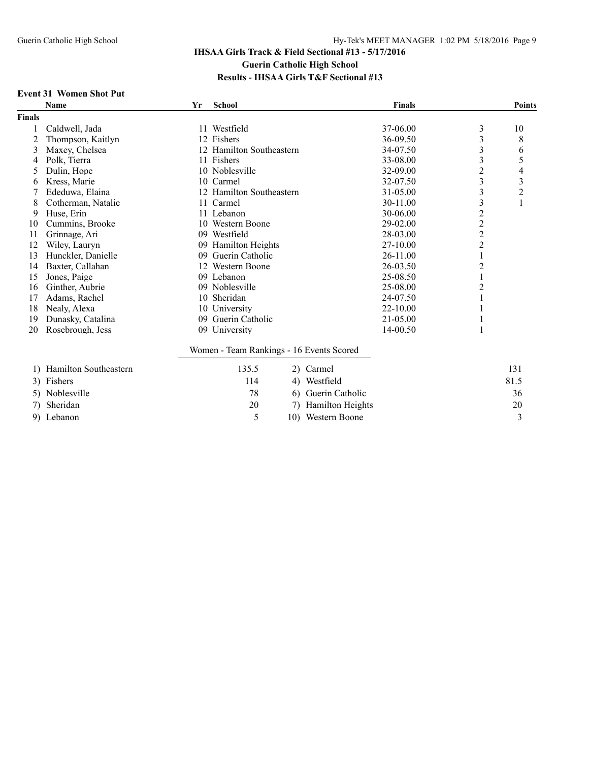# IHSAA Girls Track & Field Sectional #13 - 5/17/2016

## Guerin Catholic High School

## Results - IHSAA Girls T&F Sectional #13

### Event 31 Women Shot Put

| | Name | Yr | School | Finals | | Points |
|---|---|---|---|---|---|---|
| **Finals** | | | | | | |
| 1 | Caldwell, Jada | 11 | Westfield | 37-06.00 | 3 | 10 |
| 2 | Thompson, Kaitlyn | 12 | Fishers | 36-09.50 | 3 | 8 |
| 3 | Maxey, Chelsea | 12 | Hamilton Southeastern | 34-07.50 | 3 | 6 |
| 4 | Polk, Tierra | 11 | Fishers | 33-08.00 | 3 | 5 |
| 5 | Dulin, Hope | 10 | Noblesville | 32-09.00 | 2 | 4 |
| 6 | Kress, Marie | 10 | Carmel | 32-07.50 | 3 | 3 |
| 7 | Ededuwa, Elaina | 12 | Hamilton Southeastern | 31-05.00 | 3 | 2 |
| 8 | Cotherman, Natalie | 11 | Carmel | 30-11.00 | 3 | 1 |
| 9 | Huse, Erin | 11 | Lebanon | 30-06.00 | 2 | |
| 10 | Cummins, Brooke | 10 | Western Boone | 29-02.00 | 2 | |
| 11 | Grinnage, Ari | 09 | Westfield | 28-03.00 | 2 | |
| 12 | Wiley, Lauryn | 09 | Hamilton Heights | 27-10.00 | 2 | |
| 13 | Hunckler, Danielle | 09 | Guerin Catholic | 26-11.00 | 1 | |
| 14 | Baxter, Callahan | 12 | Western Boone | 26-03.50 | 2 | |
| 15 | Jones, Paige | 09 | Lebanon | 25-08.50 | 1 | |
| 16 | Ginther, Aubrie | 09 | Noblesville | 25-08.00 | 2 | |
| 17 | Adams, Rachel | 10 | Sheridan | 24-07.50 | 1 | |
| 18 | Nealy, Alexa | 10 | University | 22-10.00 | 1 | |
| 19 | Dunasky, Catalina | 09 | Guerin Catholic | 21-05.00 | 1 | |
| 20 | Rosebrough, Jess | 09 | University | 14-00.50 | 1 | |

### Women - Team Rankings - 16 Events Scored

| | | | | | |
|---|---|---|---|---|---|
| 1) | Hamilton Southeastern | 135.5 | 2) | Carmel | 131 |
| 3) | Fishers | 114 | 4) | Westfield | 81.5 |
| 5) | Noblesville | 78 | 6) | Guerin Catholic | 36 |
| 7) | Sheridan | 20 | 7) | Hamilton Heights | 20 |
| 9) | Lebanon | 5 | 10) | Western Boone | 3 |